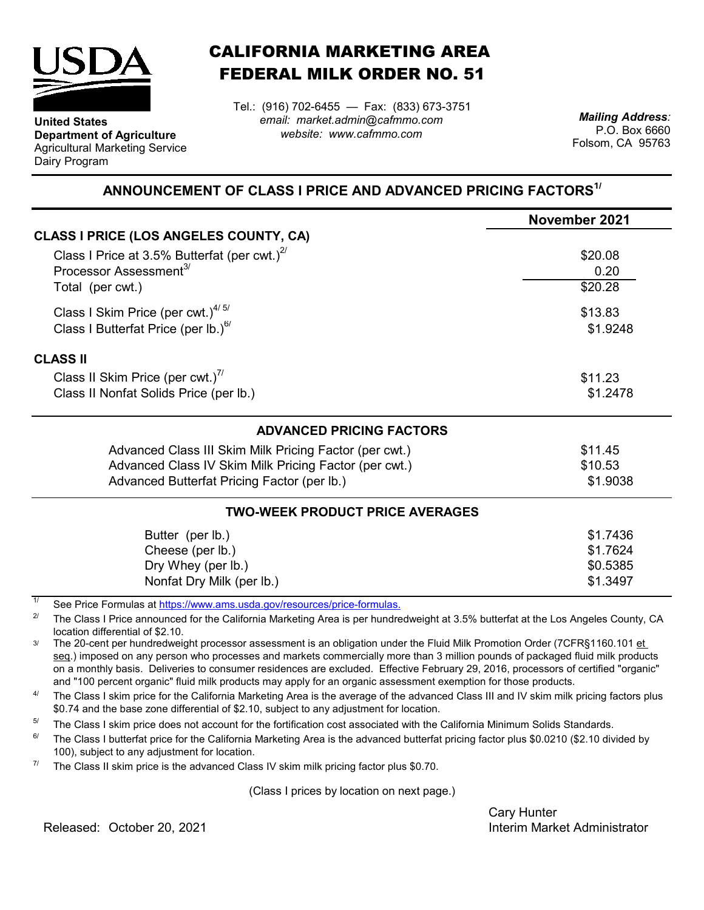**United States Department of Agriculture**
Agricultural Marketing Service
Dairy Program

# CALIFORNIA MARKETING AREA FEDERAL MILK ORDER NO. 51

Tel.: (916) 702-6455 — Fax: (833) 673-3751
*email: market.admin@cafmmo.com*
*website: www.cafmmo.com*

*Mailing Address:*
P.O. Box 6660
Folsom, CA 95763

## ANNOUNCEMENT OF CLASS I PRICE AND ADVANCED PRICING FACTORS[1/]

| | November 2021 |
|---|---|
| **CLASS I PRICE (LOS ANGELES COUNTY, CA)** | |
| Class I Price at 3.5% Butterfat (per cwt.)[2/] | $20.08 |
| Processor Assessment[3/] | 0.20 |
| Total (per cwt.) | $20.28 |
| Class I Skim Price (per cwt.)[4/ 5/] | $13.83 |
| Class I Butterfat Price (per lb.)[6/] | $1.9248 |
| **CLASS II** | |
| Class II Skim Price (per cwt.)[7/] | $11.23 |
| Class II Nonfat Solids Price (per lb.) | $1.2478 |

### ADVANCED PRICING FACTORS

| | |
|---|---|
| Advanced Class III Skim Milk Pricing Factor (per cwt.) | $11.45 |
| Advanced Class IV Skim Milk Pricing Factor (per cwt.) | $10.53 |
| Advanced Butterfat Pricing Factor (per lb.) | $1.9038 |

### TWO-WEEK PRODUCT PRICE AVERAGES

| | |
|---|---|
| Butter (per lb.) | $1.7436 |
| Cheese (per lb.) | $1.7624 |
| Dry Whey (per lb.) | $0.5385 |
| Nonfat Dry Milk (per lb.) | $1.3497 |

[1/] See Price Formulas at https://www.ams.usda.gov/resources/price-formulas.

[2/] The Class I Price announced for the California Marketing Area is per hundredweight at 3.5% butterfat at the Los Angeles County, CA location differential of $2.10.

[3/] The 20-cent per hundredweight processor assessment is an obligation under the Fluid Milk Promotion Order (7CFR§1160.101 et seq.) imposed on any person who processes and markets commercially more than 3 million pounds of packaged fluid milk products on a monthly basis. Deliveries to consumer residences are excluded. Effective February 29, 2016, processors of certified "organic" and "100 percent organic" fluid milk products may apply for an organic assessment exemption for those products.

[4/] The Class I skim price for the California Marketing Area is the average of the advanced Class III and IV skim milk pricing factors plus $0.74 and the base zone differential of $2.10, subject to any adjustment for location.

[5/] The Class I skim price does not account for the fortification cost associated with the California Minimum Solids Standards.

[6/] The Class I butterfat price for the California Marketing Area is the advanced butterfat pricing factor plus $0.0210 ($2.10 divided by 100), subject to any adjustment for location.

[7/] The Class II skim price is the advanced Class IV skim milk pricing factor plus $0.70.

(Class I prices by location on next page.)

Released: October 20, 2021

Cary Hunter
Interim Market Administrator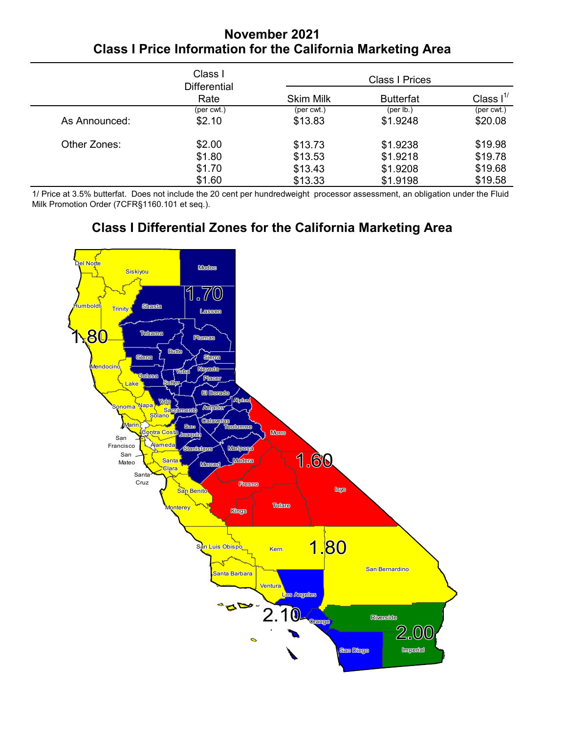# November 2021
# Class I Price Information for the California Marketing Area

| | Class I Differential Rate | Class I Prices | | |
|---|---|---|---|---|
| | | Skim Milk | Butterfat | Class I[1/] |
| | (per cwt.) | (per cwt.) | (per lb.) | (per cwt.) |
| As Announced: | $2.10 | $13.83 | $1.9248 | $20.08 |
| Other Zones: | $2.00 | $13.73 | $1.9238 | $19.98 |
| | $1.80 | $13.53 | $1.9218 | $19.78 |
| | $1.70 | $13.43 | $1.9208 | $19.68 |
| | $1.60 | $13.33 | $1.9198 | $19.58 |

1/ Price at 3.5% butterfat. Does not include the 20 cent per hundredweight processor assessment, an obligation under the Fluid Milk Promotion Order (7CFR§1160.101 et seq.).

## Class I Differential Zones for the California Marketing Area

Del Norte
Siskiyou
Modoc
1.70
Humboldt
Trinity
Shasta
Lassen
1.80
Tehama
Plumas
Butte
Glenn
Sierra
Mendocino
Yuba
Nevada
Colusa
Placer
Lake
Sutter
El Dorado
Yolo
Alpine
Sonoma
Napa
Sacramento
Amador
Solano
Calaveras
Marin
San Joaquin
Tuolumne
Mono
Contra Costa
San Francisco
Alameda
Stanislaus
Mariposa
San Mateo
Santa Clara
Madera
1.60
Merced
Santa Cruz
Fresno
San Benito
Inyo
Tulare
Monterey
Kings
San Luis Obispo
Kern
1.80
San Bernardino
Santa Barbara
Ventura
Los Angeles
2.10
Orange
Riverside
2.00
San Diego
Imperial